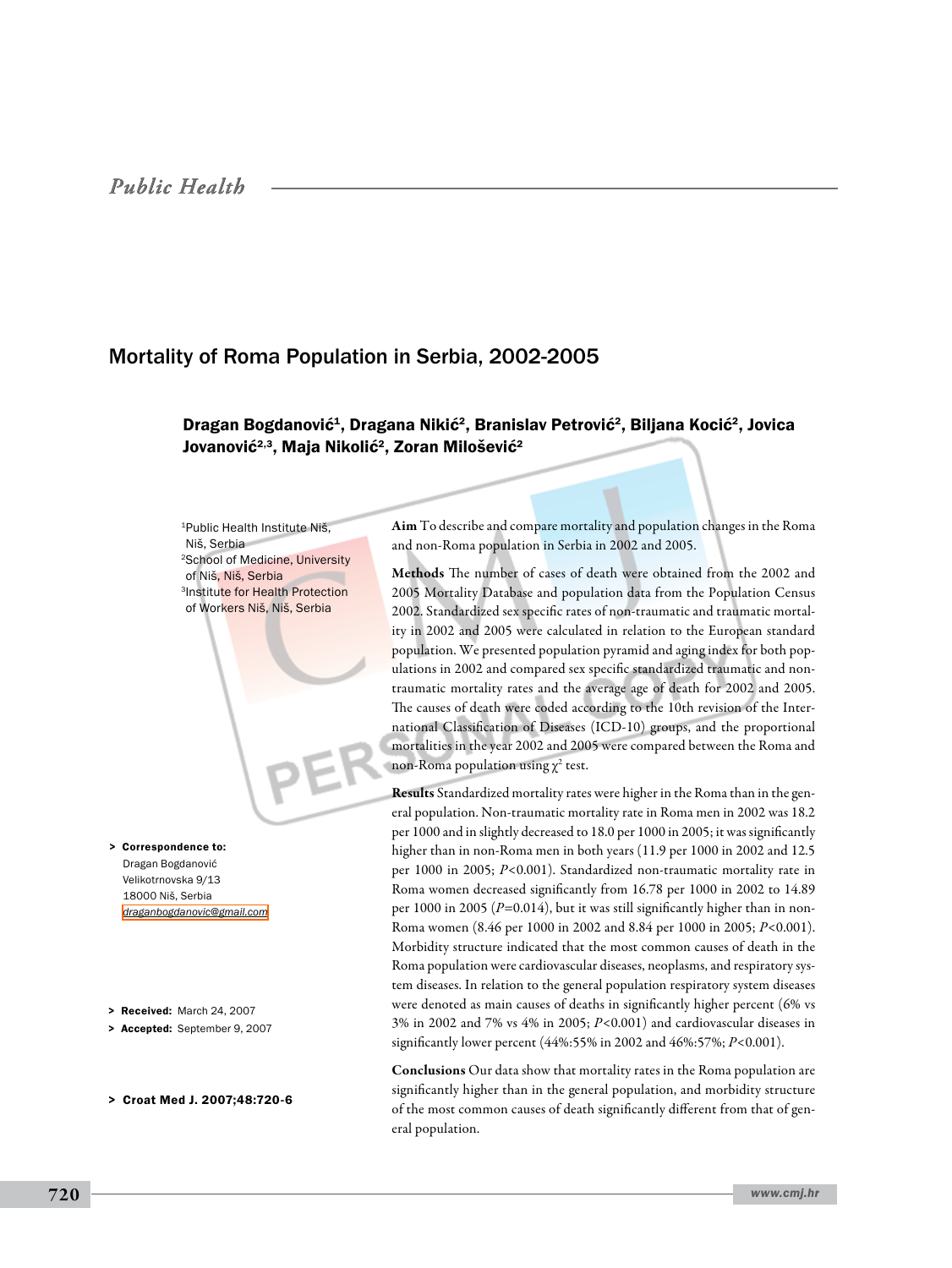Public Health

# Mortality of Roma Population in Serbia, 2002-2005

**Dragan Bogdanović[1], Dragana Nikić[2], Branislav Petrović[2], Biljana Kocić[2], Jovica Jovanović[2,3], Maja Nikolić[2], Zoran Milošević[2]**

[1]Public Health Institute Niš, Niš, Serbia
[2]School of Medicine, University of Niš, Niš, Serbia
[3]Institute for Health Protection of Workers Niš, Niš, Serbia

**Aim** To describe and compare mortality and population changes in the Roma and non-Roma population in Serbia in 2002 and 2005.

**Methods** The number of cases of death were obtained from the 2002 and 2005 Mortality Database and population data from the Population Census 2002. Standardized sex specific rates of non-traumatic and traumatic mortality in 2002 and 2005 were calculated in relation to the European standard population. We presented population pyramid and aging index for both populations in 2002 and compared sex specific standardized traumatic and non-traumatic mortality rates and the average age of death for 2002 and 2005. The causes of death were coded according to the 10th revision of the International Classification of Diseases (ICD-10) groups, and the proportional mortalities in the year 2002 and 2005 were compared between the Roma and non-Roma population using $\chi^2$ test.

**Results** Standardized mortality rates were higher in the Roma than in the general population. Non-traumatic mortality rate in Roma men in 2002 was 18.2 per 1000 and in slightly decreased to 18.0 per 1000 in 2005; it was significantly higher than in non-Roma men in both years (11.9 per 1000 in 2002 and 12.5 per 1000 in 2005; $P<0.001$). Standardized non-traumatic mortality rate in Roma women decreased significantly from 16.78 per 1000 in 2002 to 14.89 per 1000 in 2005 ($P=0.014$), but it was still significantly higher than in non-Roma women (8.46 per 1000 in 2002 and 8.84 per 1000 in 2005; $P<0.001$). Morbidity structure indicated that the most common causes of death in the Roma population were cardiovascular diseases, neoplasms, and respiratory system diseases. In relation to the general population respiratory system diseases were denoted as main causes of deaths in significantly higher percent (6% vs 3% in 2002 and 7% vs 4% in 2005; $P<0.001$) and cardiovascular diseases in significantly lower percent (44%:55% in 2002 and 46%:57%; $P<0.001$).

**Conclusions** Our data show that mortality rates in the Roma population are significantly higher than in the general population, and morbidity structure of the most common causes of death significantly different from that of general population.

> **Correspondence to:**
> Dragan Bogdanović
> Velikotrnovska 9/13
> 18000 Niš, Serbia
> draganbogdanovic@gmail.com

> **Received:** March 24, 2007
> **Accepted:** September 9, 2007

> **Croat Med J. 2007;48:720-6**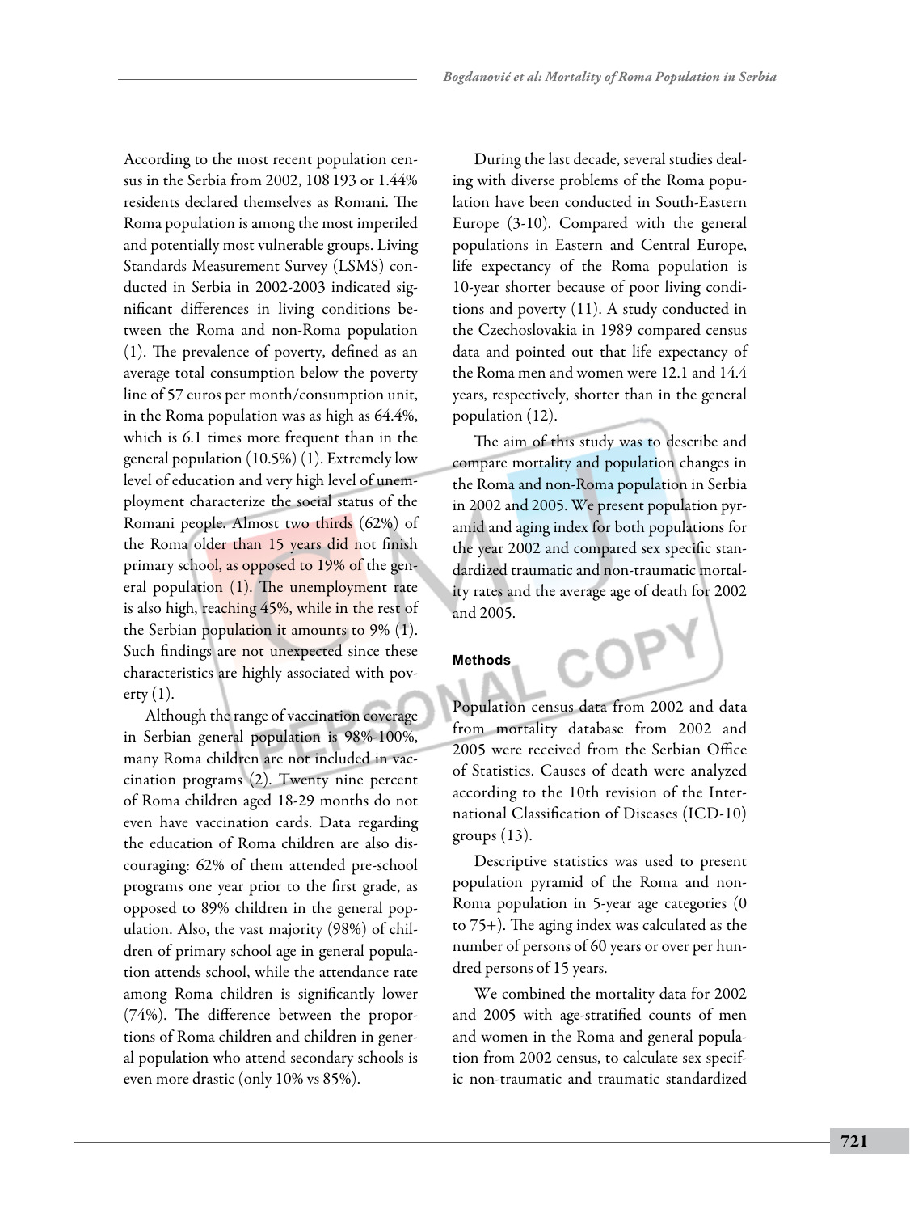According to the most recent population census in the Serbia from 2002, 108 193 or 1.44% residents declared themselves as Romani. The Roma population is among the most imperiled and potentially most vulnerable groups. Living Standards Measurement Survey (LSMS) conducted in Serbia in 2002-2003 indicated significant differences in living conditions between the Roma and non-Roma population (1). The prevalence of poverty, defined as an average total consumption below the poverty line of 57 euros per month/consumption unit, in the Roma population was as high as 64.4%, which is 6.1 times more frequent than in the general population (10.5%) (1). Extremely low level of education and very high level of unemployment characterize the social status of the Romani people. Almost two thirds (62%) of the Roma older than 15 years did not finish primary school, as opposed to 19% of the general population (1). The unemployment rate is also high, reaching 45%, while in the rest of the Serbian population it amounts to 9% (1). Such findings are not unexpected since these characteristics are highly associated with poverty (1).

Although the range of vaccination coverage in Serbian general population is 98%-100%, many Roma children are not included in vaccination programs (2). Twenty nine percent of Roma children aged 18-29 months do not even have vaccination cards. Data regarding the education of Roma children are also discouraging: 62% of them attended pre-school programs one year prior to the first grade, as opposed to 89% children in the general population. Also, the vast majority (98%) of children of primary school age in general population attends school, while the attendance rate among Roma children is significantly lower (74%). The difference between the proportions of Roma children and children in general population who attend secondary schools is even more drastic (only 10% vs 85%).

During the last decade, several studies dealing with diverse problems of the Roma population have been conducted in South-Eastern Europe (3-10). Compared with the general populations in Eastern and Central Europe, life expectancy of the Roma population is 10-year shorter because of poor living conditions and poverty (11). A study conducted in the Czechoslovakia in 1989 compared census data and pointed out that life expectancy of the Roma men and women were 12.1 and 14.4 years, respectively, shorter than in the general population (12).

The aim of this study was to describe and compare mortality and population changes in the Roma and non-Roma population in Serbia in 2002 and 2005. We present population pyramid and aging index for both populations for the year 2002 and compared sex specific standardized traumatic and non-traumatic mortality rates and the average age of death for 2002 and 2005.

## Methods

Population census data from 2002 and data from mortality database from 2002 and 2005 were received from the Serbian Office of Statistics. Causes of death were analyzed according to the 10th revision of the International Classification of Diseases (ICD-10) groups (13).

Descriptive statistics was used to present population pyramid of the Roma and non-Roma population in 5-year age categories (0 to 75+). The aging index was calculated as the number of persons of 60 years or over per hundred persons of 15 years.

We combined the mortality data for 2002 and 2005 with age-stratified counts of men and women in the Roma and general population from 2002 census, to calculate sex specific non-traumatic and traumatic standardized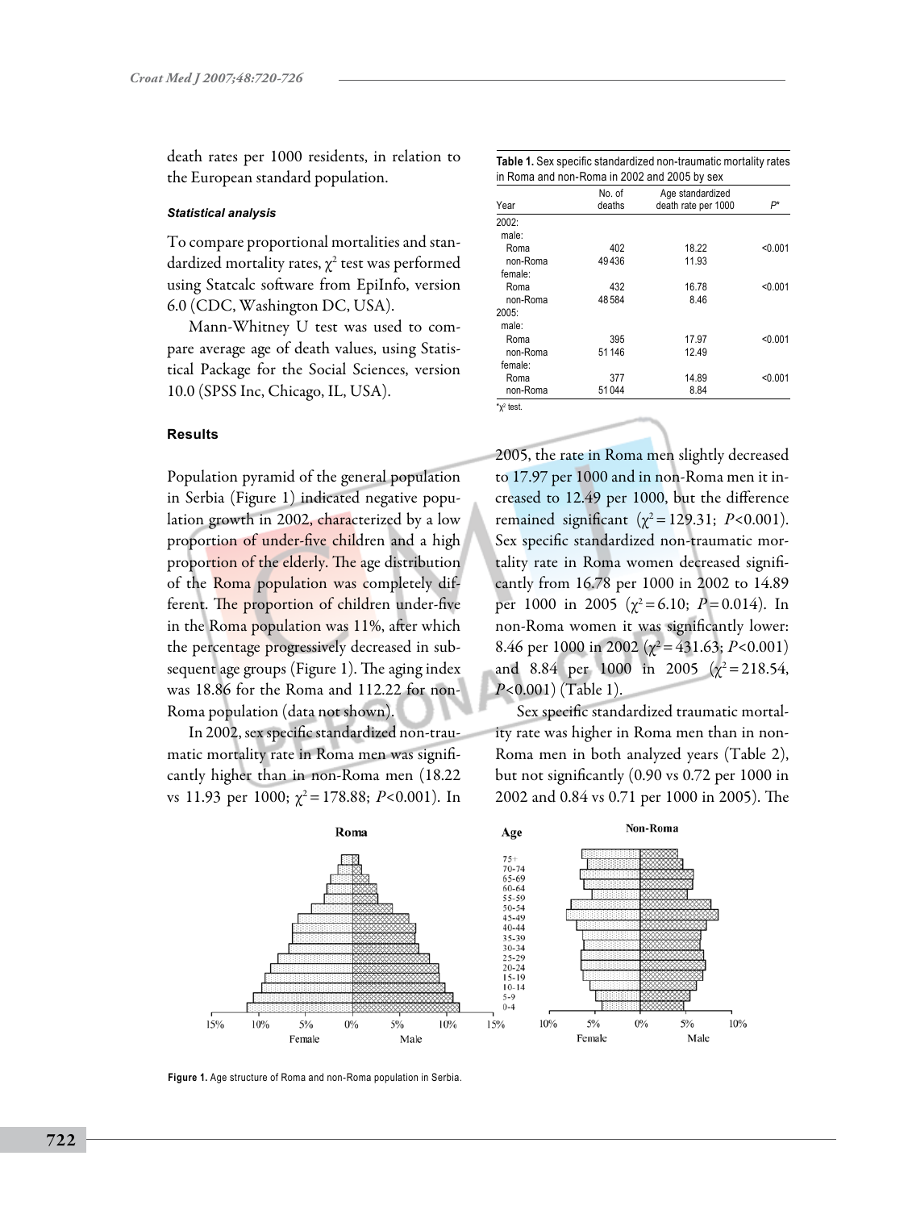death rates per 1000 residents, in relation to the European standard population.

#### Statistical analysis

To compare proportional mortalities and standardized mortality rates, $\chi^2$ test was performed using Statcalc software from EpiInfo, version 6.0 (CDC, Washington DC, USA).

Mann-Whitney U test was used to compare average age of death values, using Statistical Package for the Social Sciences, version 10.0 (SPSS Inc, Chicago, IL, USA).

### Results

Population pyramid of the general population in Serbia (Figure 1) indicated negative population growth in 2002, characterized by a low proportion of under-five children and a high proportion of the elderly. The age distribution of the Roma population was completely different. The proportion of children under-five in the Roma population was 11%, after which the percentage progressively decreased in subsequent age groups (Figure 1). The aging index was 18.86 for the Roma and 112.22 for non-Roma population (data not shown).

In 2002, sex specific standardized non-traumatic mortality rate in Roma men was significantly higher than in non-Roma men (18.22 vs 11.93 per 1000; $\chi^2$ = 178.88; $P$<0.001). In 2005, the rate in Roma men slightly decreased to 17.97 per 1000 and in non-Roma men it increased to 12.49 per 1000, but the difference remained significant ($\chi^2$ = 129.31; $P$<0.001). Sex specific standardized non-traumatic mortality rate in Roma women decreased significantly from 16.78 per 1000 in 2002 to 14.89 per 1000 in 2005 ($\chi^2$ = 6.10; $P$ = 0.014). In non-Roma women it was significantly lower: 8.46 per 1000 in 2002 ($\chi^2$ = 431.63; $P$<0.001) and 8.84 per 1000 in 2005 ($\chi^2$ = 218.54, $P$<0.001) (Table 1).

**Table 1.** Sex specific standardized non-traumatic mortality rates in Roma and non-Roma in 2002 and 2005 by sex

| Year | No. of deaths | Age standardized death rate per 1000 | P* |
|---|---|---|---|
| 2002: | | | |
| male: | | | |
| Roma | 402 | 18.22 | <0.001 |
| non-Roma | 49436 | 11.93 | |
| female: | | | |
| Roma | 432 | 16.78 | <0.001 |
| non-Roma | 48584 | 8.46 | |
| 2005: | | | |
| male: | | | |
| Roma | 395 | 17.97 | <0.001 |
| non-Roma | 51146 | 12.49 | |
| female: | | | |
| Roma | 377 | 14.89 | <0.001 |
| non-Roma | 51044 | 8.84 | |

*$\chi^2$ test.

Sex specific standardized traumatic mortality rate was higher in Roma men than in non-Roma men in both analyzed years (Table 2), but not significantly (0.90 vs 0.72 per 1000 in 2002 and 0.84 vs 0.71 per 1000 in 2005). The

**Figure 1.** Age structure of Roma and non-Roma population in Serbia.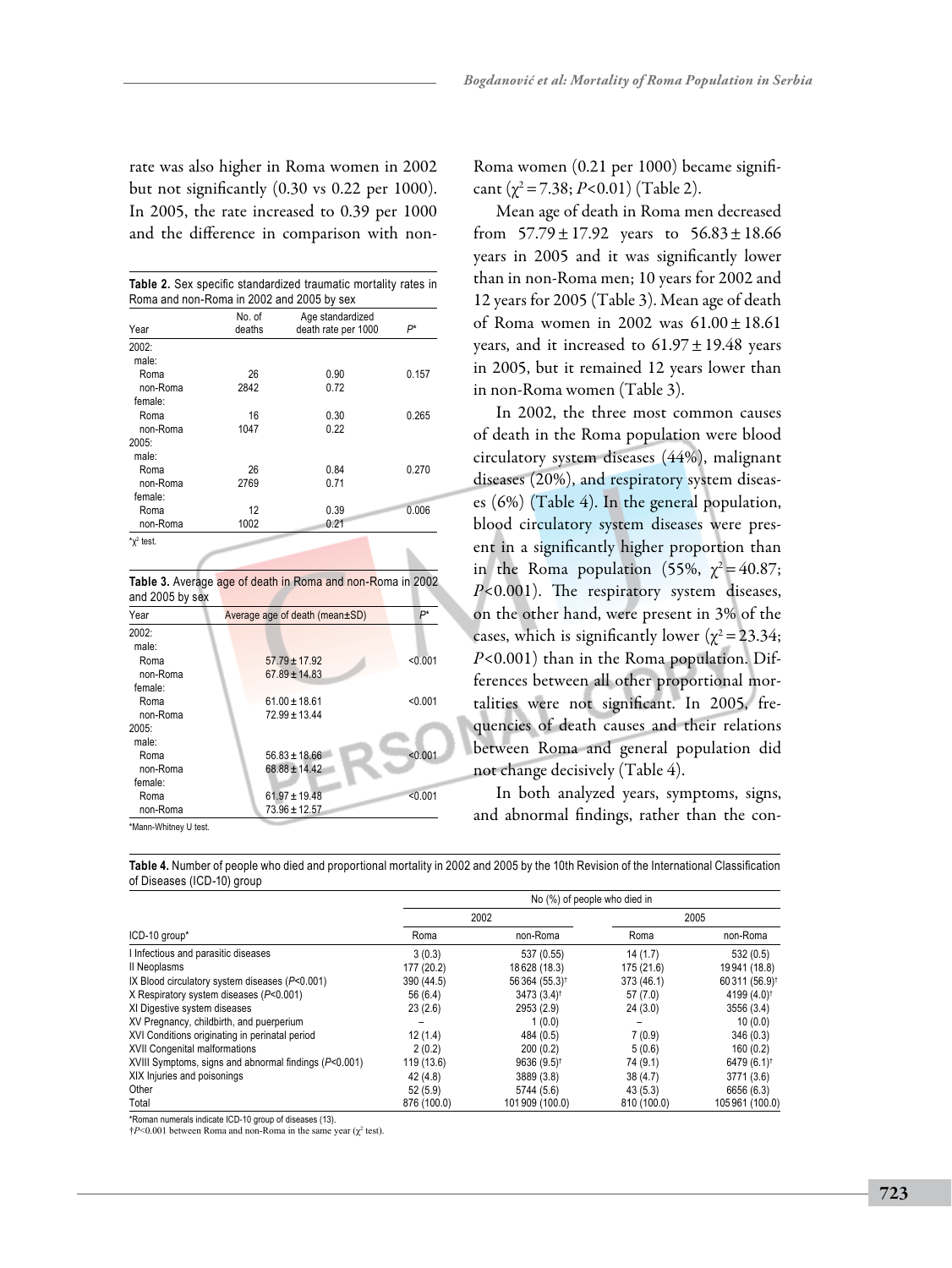rate was also higher in Roma women in 2002 but not significantly (0.30 vs 0.22 per 1000). In 2005, the rate increased to 0.39 per 1000 and the difference in comparison with non-Roma women (0.21 per 1000) became significant ($\chi^2 = 7.38$; $P<0.01$) (Table 2).

**Table 2.** Sex specific standardized traumatic mortality rates in Roma and non-Roma in 2002 and 2005 by sex

| Year | No. of deaths | Age standardized death rate per 1000 | P* |
|---|---|---|---|
| 2002: | | | |
| male: | | | |
| Roma | 26 | 0.90 | 0.157 |
| non-Roma | 2842 | 0.72 | |
| female: | | | |
| Roma | 16 | 0.30 | 0.265 |
| non-Roma | 1047 | 0.22 | |
| 2005: | | | |
| male: | | | |
| Roma | 26 | 0.84 | 0.270 |
| non-Roma | 2769 | 0.71 | |
| female: | | | |
| Roma | 12 | 0.39 | 0.006 |
| non-Roma | 1002 | 0.21 | |

*$\chi^2$ test.

**Table 3.** Average age of death in Roma and non-Roma in 2002 and 2005 by sex

| Year | Average age of death (mean±SD) | P* |
|---|---|---|
| 2002: | | |
| male: | | |
| Roma | 57.79 ± 17.92 | <0.001 |
| non-Roma | 67.89 ± 14.83 | |
| female: | | |
| Roma | 61.00 ± 18.61 | <0.001 |
| non-Roma | 72.99 ± 13.44 | |
| 2005: | | |
| male: | | |
| Roma | 56.83 ± 18.66 | <0.001 |
| non-Roma | 68.88 ± 14.42 | |
| female: | | |
| Roma | 61.97 ± 19.48 | <0.001 |
| non-Roma | 73.96 ± 12.57 | |

*Mann-Whitney U test.

Mean age of death in Roma men decreased from 57.79 ± 17.92 years to 56.83 ± 18.66 years in 2005 and it was significantly lower than in non-Roma men; 10 years for 2002 and 12 years for 2005 (Table 3). Mean age of death of Roma women in 2002 was 61.00 ± 18.61 years, and it increased to 61.97 ± 19.48 years in 2005, but it remained 12 years lower than in non-Roma women (Table 3).

In 2002, the three most common causes of death in the Roma population were blood circulatory system diseases (44%), malignant diseases (20%), and respiratory system diseases (6%) (Table 4). In the general population, blood circulatory system diseases were present in a significantly higher proportion than in the Roma population (55%, $\chi^2 = 40.87$; $P<0.001$). The respiratory system diseases, on the other hand, were present in 3% of the cases, which is significantly lower ($\chi^2 = 23.34$; $P<0.001$) than in the Roma population. Differences between all other proportional mortalities were not significant. In 2005, frequencies of death causes and their relations between Roma and general population did not change decisively (Table 4).

In both analyzed years, symptoms, signs, and abnormal findings, rather than the con-

**Table 4.** Number of people who died and proportional mortality in 2002 and 2005 by the 10th Revision of the International Classification of Diseases (ICD-10) group

| ICD-10 group* | No (%) of people who died in | | | |
|---|---|---|---|---|
| | 2002 | | 2005 | |
| | Roma | non-Roma | Roma | non-Roma |
| I Infectious and parasitic diseases | 3 (0.3) | 537 (0.55) | 14 (1.7) | 532 (0.5) |
| II Neoplasms | 177 (20.2) | 18 628 (18.3) | 175 (21.6) | 19 941 (18.8) |
| IX Blood circulatory system diseases ($P<0.001$) | 390 (44.5) | 56 364 (55.3)† | 373 (46.1) | 60 311 (56.9)† |
| X Respiratory system diseases ($P<0.001$) | 56 (6.4) | 3473 (3.4)† | 57 (7.0) | 4199 (4.0)† |
| XI Digestive system diseases | 23 (2.6) | 2953 (2.9) | 24 (3.0) | 3556 (3.4) |
| XV Pregnancy, childbirth, and puerperium | – | 1 (0.0) | – | 10 (0.0) |
| XVI Conditions originating in perinatal period | 12 (1.4) | 484 (0.5) | 7 (0.9) | 346 (0.3) |
| XVII Congenital malformations | 2 (0.2) | 200 (0.2) | 5 (0.6) | 160 (0.2) |
| XVIII Symptoms, signs and abnormal findings ($P<0.001$) | 119 (13.6) | 9636 (9.5)† | 74 (9.1) | 6479 (6.1)† |
| XIX Injuries and poisonings | 42 (4.8) | 3889 (3.8) | 38 (4.7) | 3771 (3.6) |
| Other | 52 (5.9) | 5744 (5.6) | 43 (5.3) | 6656 (6.3) |
| Total | 876 (100.0) | 101 909 (100.0) | 810 (100.0) | 105 961 (100.0) |

*Roman numerals indicate ICD-10 group of diseases (13).
†$P<0.001$ between Roma and non-Roma in the same year ($\chi^2$ test).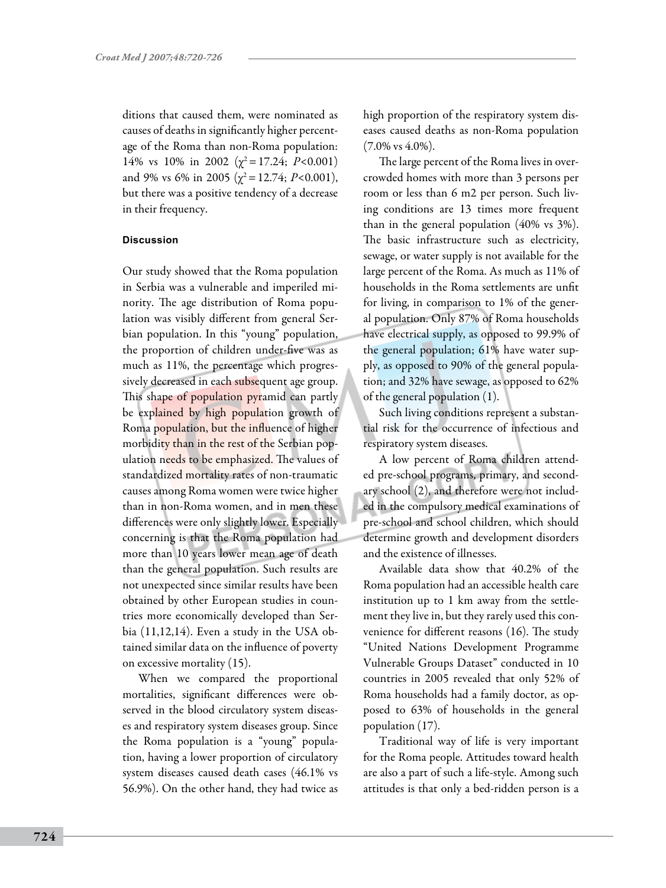ditions that caused them, were nominated as causes of deaths in significantly higher percentage of the Roma than non-Roma population: 14% vs 10% in 2002 ($\chi^2 = 17.24$; $P<0.001$) and 9% vs 6% in 2005 ($\chi^2 = 12.74$; $P<0.001$), but there was a positive tendency of a decrease in their frequency.

## Discussion

Our study showed that the Roma population in Serbia was a vulnerable and imperiled minority. The age distribution of Roma population was visibly different from general Serbian population. In this "young" population, the proportion of children under-five was as much as 11%, the percentage which progressively decreased in each subsequent age group. This shape of population pyramid can partly be explained by high population growth of Roma population, but the influence of higher morbidity than in the rest of the Serbian population needs to be emphasized. The values of standardized mortality rates of non-traumatic causes among Roma women were twice higher than in non-Roma women, and in men these differences were only slightly lower. Especially concerning is that the Roma population had more than 10 years lower mean age of death than the general population. Such results are not unexpected since similar results have been obtained by other European studies in countries more economically developed than Serbia (11,12,14). Even a study in the USA obtained similar data on the influence of poverty on excessive mortality (15).

When we compared the proportional mortalities, significant differences were observed in the blood circulatory system diseases and respiratory system diseases group. Since the Roma population is a "young" population, having a lower proportion of circulatory system diseases caused death cases (46.1% vs 56.9%). On the other hand, they had twice as high proportion of the respiratory system diseases caused deaths as non-Roma population (7.0% vs 4.0%).

The large percent of the Roma lives in overcrowded homes with more than 3 persons per room or less than 6 m2 per person. Such living conditions are 13 times more frequent than in the general population (40% vs 3%). The basic infrastructure such as electricity, sewage, or water supply is not available for the large percent of the Roma. As much as 11% of households in the Roma settlements are unfit for living, in comparison to 1% of the general population. Only 87% of Roma households have electrical supply, as opposed to 99.9% of the general population; 61% have water supply, as opposed to 90% of the general population; and 32% have sewage, as opposed to 62% of the general population (1).

Such living conditions represent a substantial risk for the occurrence of infectious and respiratory system diseases.

A low percent of Roma children attended pre-school programs, primary, and secondary school (2), and therefore were not included in the compulsory medical examinations of pre-school and school children, which should determine growth and development disorders and the existence of illnesses.

Available data show that 40.2% of the Roma population had an accessible health care institution up to 1 km away from the settlement they live in, but they rarely used this convenience for different reasons (16). The study "United Nations Development Programme Vulnerable Groups Dataset" conducted in 10 countries in 2005 revealed that only 52% of Roma households had a family doctor, as opposed to 63% of households in the general population (17).

Traditional way of life is very important for the Roma people. Attitudes toward health are also a part of such a life-style. Among such attitudes is that only a bed-ridden person is a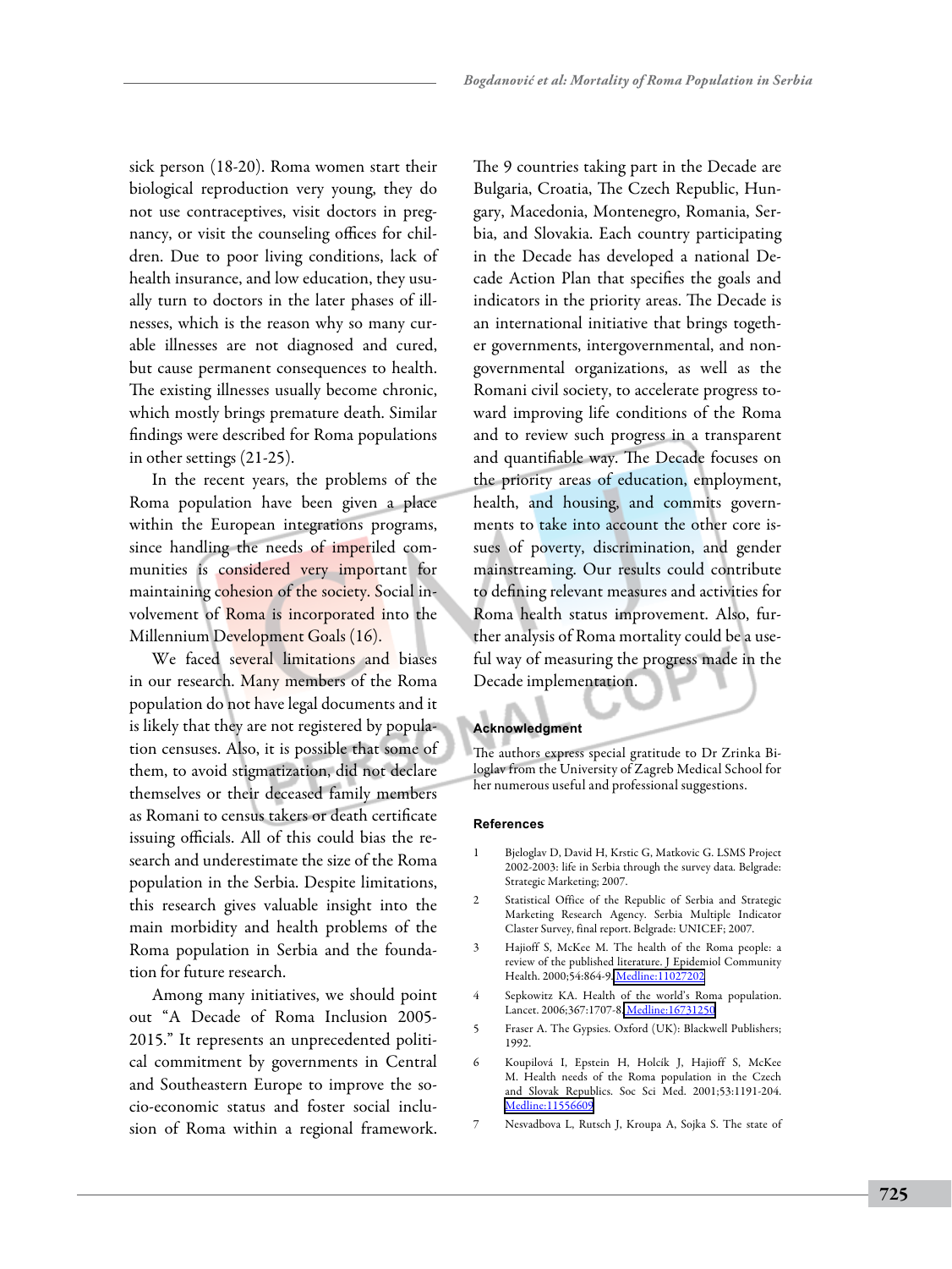sick person (18-20). Roma women start their biological reproduction very young, they do not use contraceptives, visit doctors in pregnancy, or visit the counseling offices for children. Due to poor living conditions, lack of health insurance, and low education, they usually turn to doctors in the later phases of illnesses, which is the reason why so many curable illnesses are not diagnosed and cured, but cause permanent consequences to health. The existing illnesses usually become chronic, which mostly brings premature death. Similar findings were described for Roma populations in other settings (21-25).

In the recent years, the problems of the Roma population have been given a place within the European integrations programs, since handling the needs of imperiled communities is considered very important for maintaining cohesion of the society. Social involvement of Roma is incorporated into the Millennium Development Goals (16).

We faced several limitations and biases in our research. Many members of the Roma population do not have legal documents and it is likely that they are not registered by population censuses. Also, it is possible that some of them, to avoid stigmatization, did not declare themselves or their deceased family members as Romani to census takers or death certificate issuing officials. All of this could bias the research and underestimate the size of the Roma population in the Serbia. Despite limitations, this research gives valuable insight into the main morbidity and health problems of the Roma population in Serbia and the foundation for future research.

Among many initiatives, we should point out "A Decade of Roma Inclusion 2005-2015." It represents an unprecedented political commitment by governments in Central and Southeastern Europe to improve the socio-economic status and foster social inclusion of Roma within a regional framework. The 9 countries taking part in the Decade are Bulgaria, Croatia, The Czech Republic, Hungary, Macedonia, Montenegro, Romania, Serbia, and Slovakia. Each country participating in the Decade has developed a national Decade Action Plan that specifies the goals and indicators in the priority areas. The Decade is an international initiative that brings together governments, intergovernmental, and non-governmental organizations, as well as the Romani civil society, to accelerate progress toward improving life conditions of the Roma and to review such progress in a transparent and quantifiable way. The Decade focuses on the priority areas of education, employment, health, and housing, and commits governments to take into account the other core issues of poverty, discrimination, and gender mainstreaming. Our results could contribute to defining relevant measures and activities for Roma health status improvement. Also, further analysis of Roma mortality could be a useful way of measuring the progress made in the Decade implementation.

## Acknowledgment

The authors express special gratitude to Dr Zrinka Biloglav from the University of Zagreb Medical School for her numerous useful and professional suggestions.

## References

1. Bjeloglav D, David H, Krstic G, Matkovic G. LSMS Project 2002-2003: life in Serbia through the survey data. Belgrade: Strategic Marketing; 2007.
2. Statistical Office of the Republic of Serbia and Strategic Marketing Research Agency. Serbia Multiple Indicator Claster Survey, final report. Belgrade: UNICEF; 2007.
3. Hajioff S, McKee M. The health of the Roma people: a review of the published literature. J Epidemiol Community Health. 2000;54:864-9. Medline:11027202
4. Sepkowitz KA. Health of the world's Roma population. Lancet. 2006;367:1707-8. Medline:16731250
5. Fraser A. The Gypsies. Oxford (UK): Blackwell Publishers; 1992.
6. Koupilová I, Epstein H, Holcík J, Hajioff S, McKee M. Health needs of the Roma population in the Czech and Slovak Republics. Soc Sci Med. 2001;53:1191-204. Medline:11556609
7. Nesvadbova L, Rutsch J, Kroupa A, Sojka S. The state of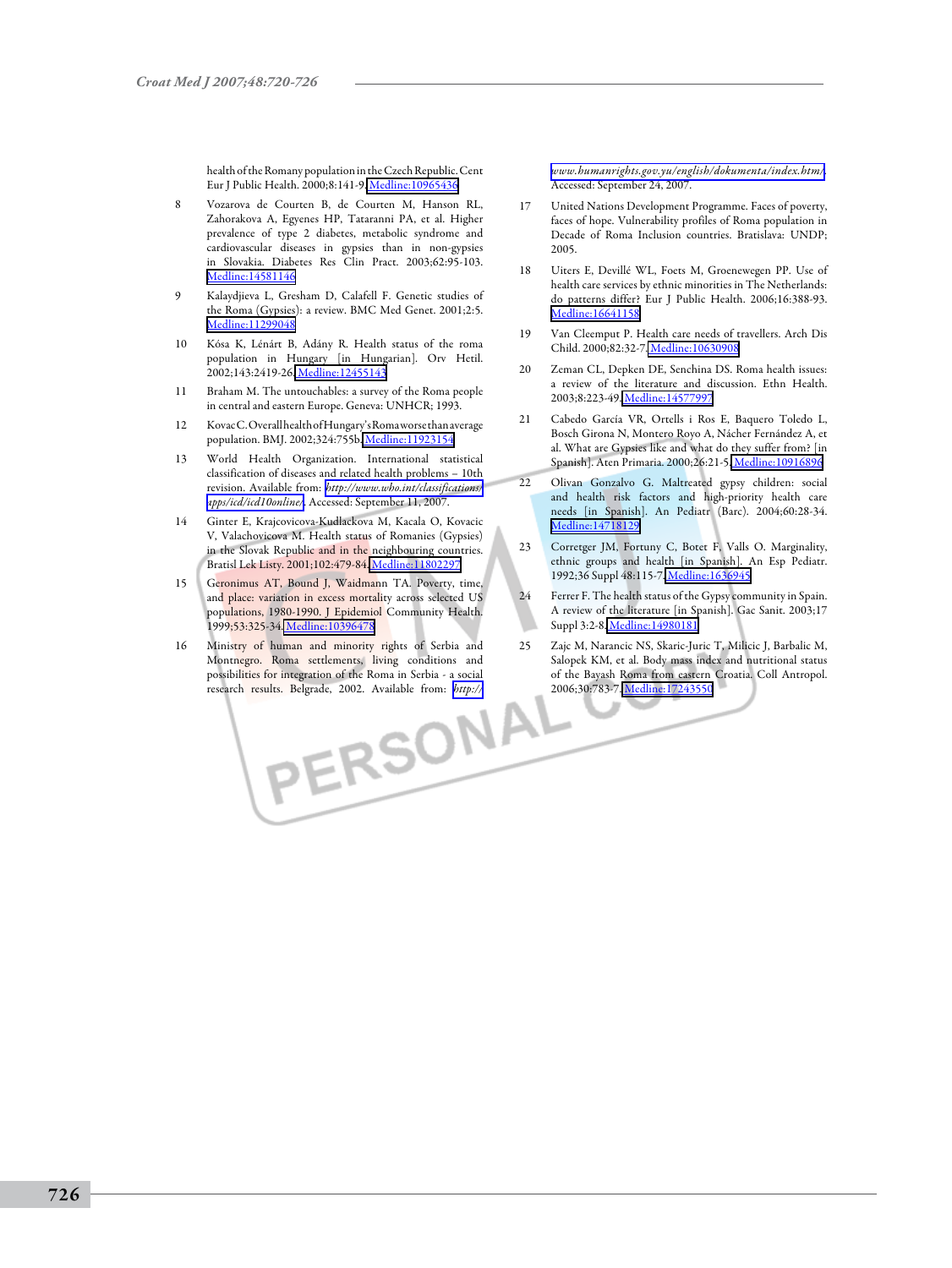health of the Romany population in the Czech Republic. Cent Eur J Public Health. 2000;8:141-9. Medline:10965436

8 Vozarova de Courten B, de Courten M, Hanson RL, Zahorakova A, Egyenes HP, Tataranni PA, et al. Higher prevalence of type 2 diabetes, metabolic syndrome and cardiovascular diseases in gypsies than in non-gypsies in Slovakia. Diabetes Res Clin Pract. 2003;62:95-103. Medline:14581146

9 Kalaydjieva L, Gresham D, Calafell F. Genetic studies of the Roma (Gypsies): a review. BMC Med Genet. 2001;2:5. Medline:11299048

10 Kósa K, Lénárt B, Adány R. Health status of the roma population in Hungary [in Hungarian]. Orv Hetil. 2002;143:2419-26. Medline:12455143

11 Braham M. The untouchables: a survey of the Roma people in central and eastern Europe. Geneva: UNHCR; 1993.

12 Kovac C. Overall health of Hungary's Roma worse than average population. BMJ. 2002;324:755b. Medline:11923154

13 World Health Organization. International statistical classification of diseases and related health problems – 10th revision. Available from: *http://www.who.int/classifications/apps/icd/icd10online/*. Accessed: September 11, 2007.

14 Ginter E, Krajcovicova-Kudlackova M, Kacala O, Kovacic V, Valachovicova M. Health status of Romanies (Gypsies) in the Slovak Republic and in the neighbouring countries. Bratisl Lek Listy. 2001;102:479-84. Medline:11802297

15 Geronimus AT, Bound J, Waidmann TA. Poverty, time, and place: variation in excess mortality across selected US populations, 1980-1990. J Epidemiol Community Health. 1999;53:325-34. Medline:10396478

16 Ministry of human and minority rights of Serbia and Montnegro. Roma settlements, living conditions and possibilities for integration of the Roma in Serbia - a social research results. Belgrade, 2002. Available from: *http://www.humanrights.gov.yu/english/dokumenta/index.htm/*. Accessed: September 24, 2007.

17 United Nations Development Programme. Faces of poverty, faces of hope. Vulnerability profiles of Roma population in Decade of Roma Inclusion countries. Bratislava: UNDP; 2005.

18 Uiters E, Devillé WL, Foets M, Groenewegen PP. Use of health care services by ethnic minorities in The Netherlands: do patterns differ? Eur J Public Health. 2006;16:388-93. Medline:16641158

19 Van Cleemput P. Health care needs of travellers. Arch Dis Child. 2000;82:32-7. Medline:10630908

20 Zeman CL, Depken DE, Senchina DS. Roma health issues: a review of the literature and discussion. Ethn Health. 2003;8:223-49. Medline:14577997

21 Cabedo García VR, Ortells i Ros E, Baquero Toledo L, Bosch Girona N, Montero Royo A, Nácher Fernández A, et al. What are Gypsies like and what do they suffer from? [in Spanish]. Aten Primaria. 2000;26:21-5. Medline:10916896

22 Olivan Gonzalvo G. Maltreated gypsy children: social and health risk factors and high-priority health care needs [in Spanish]. An Pediatr (Barc). 2004;60:28-34. Medline:14718129

23 Corretger JM, Fortuny C, Botet F, Valls O. Marginality, ethnic groups and health [in Spanish]. An Esp Pediatr. 1992;36 Suppl 48:115-7. Medline:1636945

24 Ferrer F. The health status of the Gypsy community in Spain. A review of the literature [in Spanish]. Gac Sanit. 2003;17 Suppl 3:2-8. Medline:14980181

25 Zajc M, Narancic NS, Skaric-Juric T, Milicic J, Barbalic M, Salopek KM, et al. Body mass index and nutritional status of the Bayash Roma from eastern Croatia. Coll Antropol. 2006;30:783-7. Medline:17243550